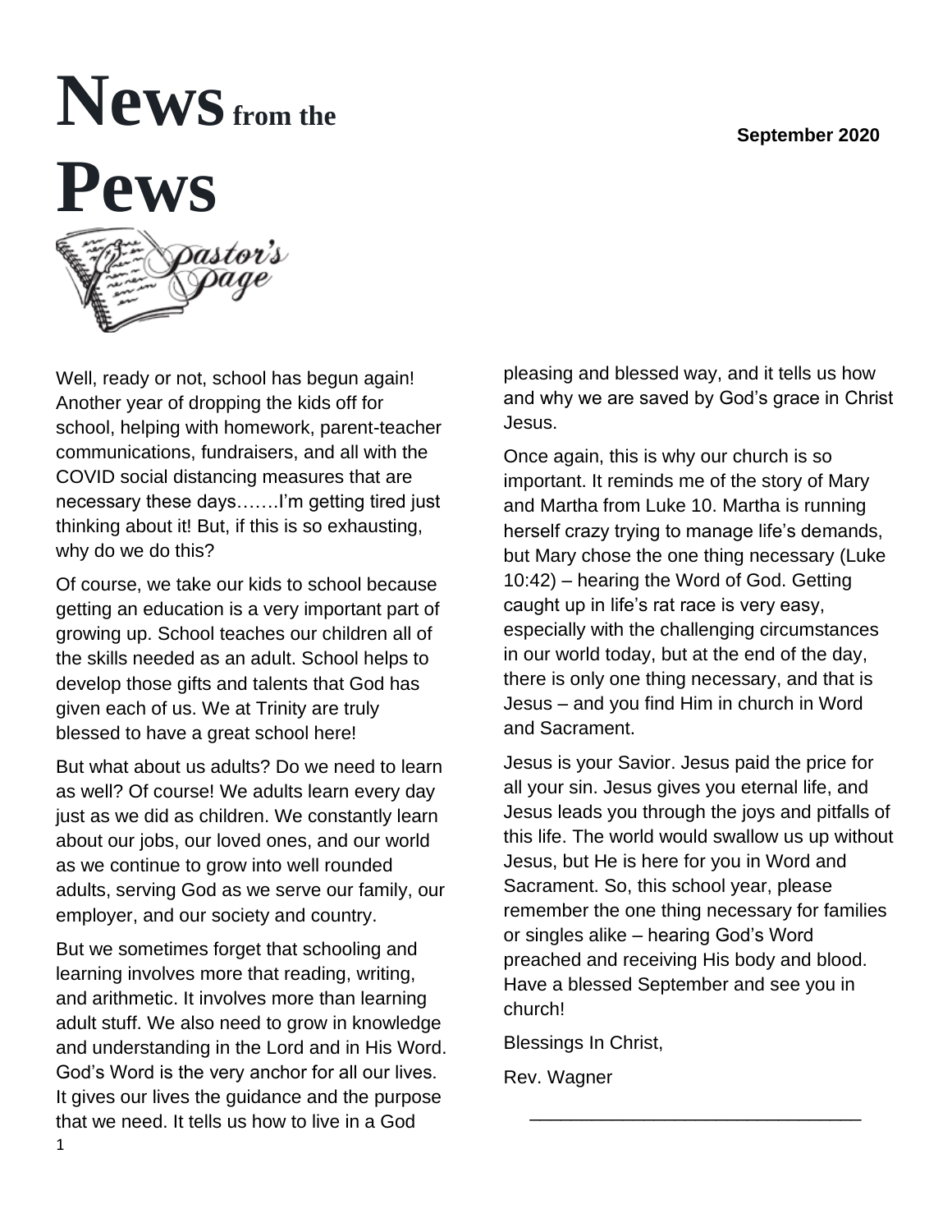# News from the Pews

**September 2020**

## Pastor's Page

Well, ready or not, school has begun again! Another year of dropping the kids off for school, helping with homework, parent-teacher communications, fundraisers, and all with the COVID social distancing measures that are necessary these days…….I'm getting tired just thinking about it! But, if this is so exhausting, why do we do this?

Of course, we take our kids to school because getting an education is a very important part of growing up. School teaches our children all of the skills needed as an adult. School helps to develop those gifts and talents that God has given each of us. We at Trinity are truly blessed to have a great school here!

But what about us adults? Do we need to learn as well? Of course! We adults learn every day just as we did as children. We constantly learn about our jobs, our loved ones, and our world as we continue to grow into well rounded adults, serving God as we serve our family, our employer, and our society and country.

But we sometimes forget that schooling and learning involves more that reading, writing, and arithmetic. It involves more than learning adult stuff. We also need to grow in knowledge and understanding in the Lord and in His Word. God's Word is the very anchor for all our lives. It gives our lives the guidance and the purpose that we need. It tells us how to live in a God pleasing and blessed way, and it tells us how and why we are saved by God's grace in Christ Jesus.

Once again, this is why our church is so important. It reminds me of the story of Mary and Martha from Luke 10. Martha is running herself crazy trying to manage life's demands, but Mary chose the one thing necessary (Luke 10:42) – hearing the Word of God. Getting caught up in life's rat race is very easy, especially with the challenging circumstances in our world today, but at the end of the day, there is only one thing necessary, and that is Jesus – and you find Him in church in Word and Sacrament.

Jesus is your Savior. Jesus paid the price for all your sin. Jesus gives you eternal life, and Jesus leads you through the joys and pitfalls of this life. The world would swallow us up without Jesus, but He is here for you in Word and Sacrament. So, this school year, please remember the one thing necessary for families or singles alike – hearing God's Word preached and receiving His body and blood. Have a blessed September and see you in church!

Blessings In Christ,

Rev. Wagner

---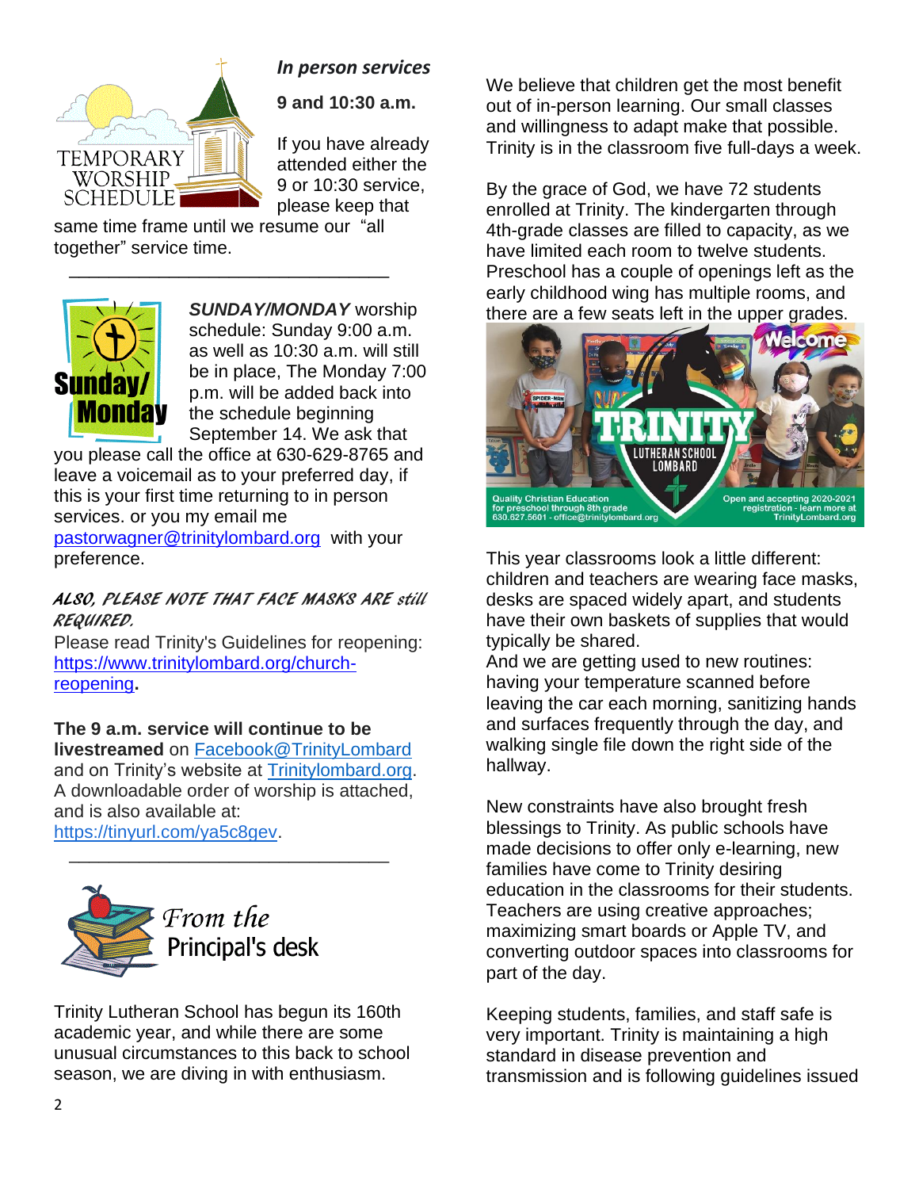## TEMPORARY WORSHIP SCHEDULE

***In person services***

**9 and 10:30 a.m.**

If you have already attended either the 9 or 10:30 service, please keep that same time frame until we resume our "all together" service time.

---

## Sunday/ Monday

***SUNDAY/MONDAY*** worship schedule: Sunday 9:00 a.m. as well as 10:30 a.m. will still be in place, The Monday 7:00 p.m. will be added back into the schedule beginning September 14. We ask that you please call the office at 630-629-8765 and leave a voicemail as to your preferred day, if this is your first time returning to in person services. or you my email me pastorwagner@trinitylombard.org with your preference.

***ALSO, PLEASE NOTE THAT FACE MASKS ARE still REQUIRED.***

Please read Trinity's Guidelines for reopening: https://www.trinitylombard.org/church-reopening**.**

**The 9 a.m. service will continue to be livestreamed** on Facebook@TrinityLombard and on Trinity's website at Trinitylombard.org. A downloadable order of worship is attached, and is also available at: https://tinyurl.com/ya5c8gev.

---

## From the Principal's desk

Trinity Lutheran School has begun its 160th academic year, and while there are some unusual circumstances to this back to school season, we are diving in with enthusiasm.

We believe that children get the most benefit out of in-person learning. Our small classes and willingness to adapt make that possible. Trinity is in the classroom five full-days a week.

By the grace of God, we have 72 students enrolled at Trinity. The kindergarten through 4th-grade classes are filled to capacity, as we have limited each room to twelve students. Preschool has a couple of openings left as the early childhood wing has multiple rooms, and there are a few seats left in the upper grades.

Welcome TRINITY LUTHERAN SCHOOL LOMBARD

Quality Christian Education for preschool through 8th grade 630.627.5601 - office@trinitylombard.org

Open and accepting 2020-2021 registration - learn more at TrinityLombard.org

This year classrooms look a little different: children and teachers are wearing face masks, desks are spaced widely apart, and students have their own baskets of supplies that would typically be shared.

And we are getting used to new routines: having your temperature scanned before leaving the car each morning, sanitizing hands and surfaces frequently through the day, and walking single file down the right side of the hallway.

New constraints have also brought fresh blessings to Trinity. As public schools have made decisions to offer only e-learning, new families have come to Trinity desiring education in the classrooms for their students. Teachers are using creative approaches; maximizing smart boards or Apple TV, and converting outdoor spaces into classrooms for part of the day.

Keeping students, families, and staff safe is very important. Trinity is maintaining a high standard in disease prevention and transmission and is following guidelines issued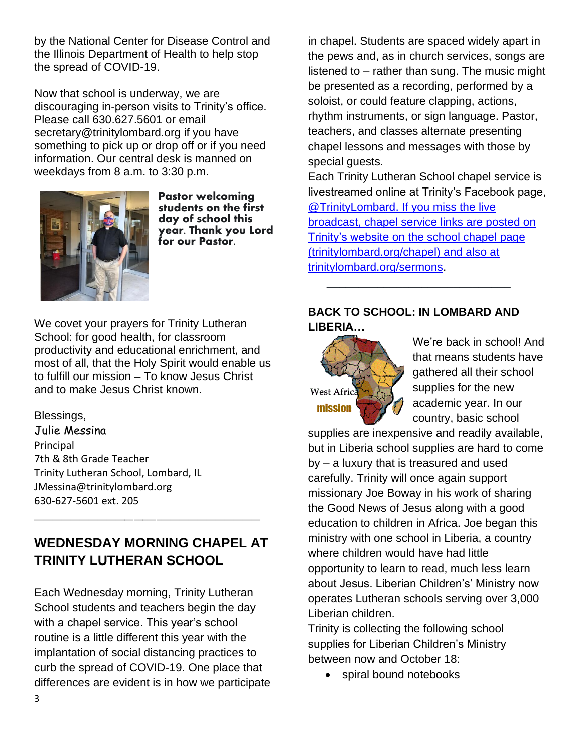by the National Center for Disease Control and the Illinois Department of Health to help stop the spread of COVID-19.

Now that school is underway, we are discouraging in-person visits to Trinity's office. Please call 630.627.5601 or email secretary@trinitylombard.org if you have something to pick up or drop off or if you need information. Our central desk is manned on weekdays from 8 a.m. to 3:30 p.m.

**Pastor welcoming students on the first day of school this year. Thank you Lord for our Pastor.**

We covet your prayers for Trinity Lutheran School: for good health, for classroom productivity and educational enrichment, and most of all, that the Holy Spirit would enable us to fulfill our mission – To know Jesus Christ and to make Jesus Christ known.

Blessings,
Julie Messina
Principal
7th & 8th Grade Teacher
Trinity Lutheran School, Lombard, IL
JMessina@trinitylombard.org
630-627-5601 ext. 205

---

## WEDNESDAY MORNING CHAPEL AT TRINITY LUTHERAN SCHOOL

Each Wednesday morning, Trinity Lutheran School students and teachers begin the day with a chapel service. This year's school routine is a little different this year with the implantation of social distancing practices to curb the spread of COVID-19. One place that differences are evident is in how we participate in chapel. Students are spaced widely apart in the pews and, as in church services, songs are listened to – rather than sung. The music might be presented as a recording, performed by a soloist, or could feature clapping, actions, rhythm instruments, or sign language. Pastor, teachers, and classes alternate presenting chapel lessons and messages with those by special guests.

Each Trinity Lutheran School chapel service is livestreamed online at Trinity's Facebook page, @TrinityLombard. If you miss the live broadcast, chapel service links are posted on Trinity's website on the school chapel page (trinitylombard.org/chapel) and also at trinitylombard.org/sermons.

---

## BACK TO SCHOOL: IN LOMBARD AND LIBERIA…

West Africa mission

We're back in school! And that means students have gathered all their school supplies for the new academic year. In our country, basic school supplies are inexpensive and readily available, but in Liberia school supplies are hard to come by – a luxury that is treasured and used carefully. Trinity will once again support missionary Joe Boway in his work of sharing the Good News of Jesus along with a good education to children in Africa. Joe began this ministry with one school in Liberia, a country where children would have had little opportunity to learn to read, much less learn about Jesus. Liberian Children's' Ministry now operates Lutheran schools serving over 3,000 Liberian children.

Trinity is collecting the following school supplies for Liberian Children's Ministry between now and October 18:

- spiral bound notebooks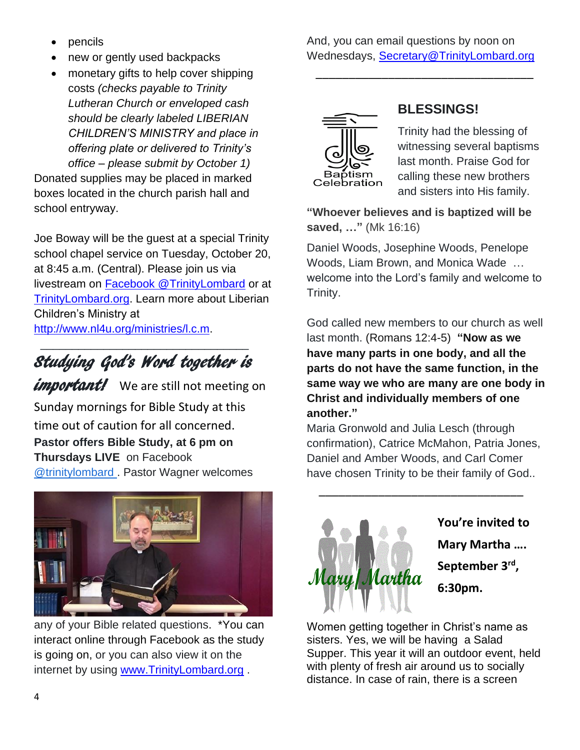- pencils
- new or gently used backpacks
- monetary gifts to help cover shipping costs *(checks payable to Trinity Lutheran Church or enveloped cash should be clearly labeled LIBERIAN CHILDREN'S MINISTRY and place in offering plate or delivered to Trinity's office – please submit by October 1)*

Donated supplies may be placed in marked boxes located in the church parish hall and school entryway.

Joe Boway will be the guest at a special Trinity school chapel service on Tuesday, October 20, at 8:45 a.m. (Central). Please join us via livestream on Facebook @TrinityLombard or at TrinityLombard.org. Learn more about Liberian Children's Ministry at http://www.nl4u.org/ministries/l.c.m.

---

## *Studying God's Word together is important!*

We are still not meeting on Sunday mornings for Bible Study at this time out of caution for all concerned. **Pastor offers Bible Study, at 6 pm on Thursdays LIVE** on Facebook @trinitylombard . Pastor Wagner welcomes any of your Bible related questions. *You can interact online through Facebook as the study is going on, or you can also view it on the internet by using www.TrinityLombard.org .

And, you can email questions by noon on Wednesdays, Secretary@TrinityLombard.org

---

## BLESSINGS!

Baptism Celebration

Trinity had the blessing of witnessing several baptisms last month. Praise God for calling these new brothers and sisters into His family.

**"Whoever believes and is baptized will be saved, …"** (Mk 16:16)

Daniel Woods, Josephine Woods, Penelope Woods, Liam Brown, and Monica Wade … welcome into the Lord's family and welcome to Trinity.

God called new members to our church as well last month. (Romans 12:4-5) **"Now as we have many parts in one body, and all the parts do not have the same function, in the same way we who are many are one body in Christ and individually members of one another."**

Maria Gronwold and Julia Lesch (through confirmation), Catrice McMahon, Patria Jones, Daniel and Amber Woods, and Carl Comer have chosen Trinity to be their family of God..

---

Mary Martha

**You're invited to Mary Martha …. September 3rd, 6:30pm.**

Women getting together in Christ's name as sisters. Yes, we will be having a Salad Supper. This year it will an outdoor event, held with plenty of fresh air around us to socially distance. In case of rain, there is a screen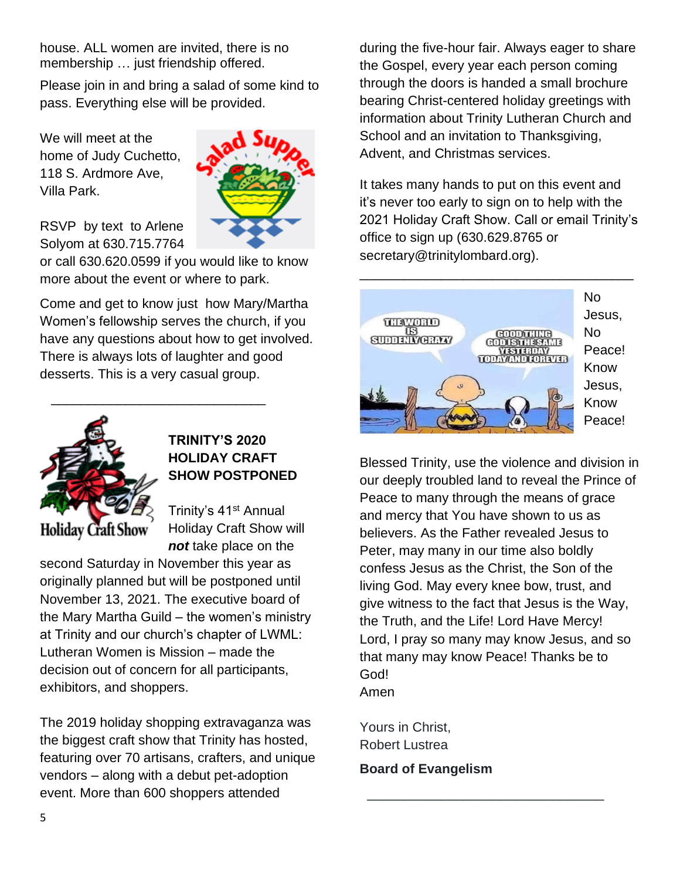house. ALL women are invited, there is no membership … just friendship offered.

Please join in and bring a salad of some kind to pass. Everything else will be provided.

We will meet at the home of Judy Cuchetto, 118 S. Ardmore Ave, Villa Park.

RSVP by text to Arlene Solyom at 630.715.7764 or call 630.620.0599 if you would like to know more about the event or where to park.

Come and get to know just how Mary/Martha Women's fellowship serves the church, if you have any questions about how to get involved. There is always lots of laughter and good desserts. This is a very casual group.

---

**TRINITY'S 2020 HOLIDAY CRAFT SHOW POSTPONED**

Trinity's 41st Annual Holiday Craft Show will ***not*** take place on the second Saturday in November this year as originally planned but will be postponed until November 13, 2021. The executive board of the Mary Martha Guild – the women's ministry at Trinity and our church's chapter of LWML: Lutheran Women is Mission – made the decision out of concern for all participants, exhibitors, and shoppers.

The 2019 holiday shopping extravaganza was the biggest craft show that Trinity has hosted, featuring over 70 artisans, crafters, and unique vendors – along with a debut pet-adoption event. More than 600 shoppers attended during the five-hour fair. Always eager to share the Gospel, every year each person coming through the doors is handed a small brochure bearing Christ-centered holiday greetings with information about Trinity Lutheran Church and School and an invitation to Thanksgiving, Advent, and Christmas services.

It takes many hands to put on this event and it's never too early to sign on to help with the 2021 Holiday Craft Show. Call or email Trinity's office to sign up (630.629.8765 or secretary@trinitylombard.org).

---

No Jesus, No Peace! Know Jesus, Know Peace!

Blessed Trinity, use the violence and division in our deeply troubled land to reveal the Prince of Peace to many through the means of grace and mercy that You have shown to us as believers. As the Father revealed Jesus to Peter, may many in our time also boldly confess Jesus as the Christ, the Son of the living God. May every knee bow, trust, and give witness to the fact that Jesus is the Way, the Truth, and the Life! Lord Have Mercy! Lord, I pray so many may know Jesus, and so that many may know Peace! Thanks be to God!
Amen

Yours in Christ,
Robert Lustrea

**Board of Evangelism**

---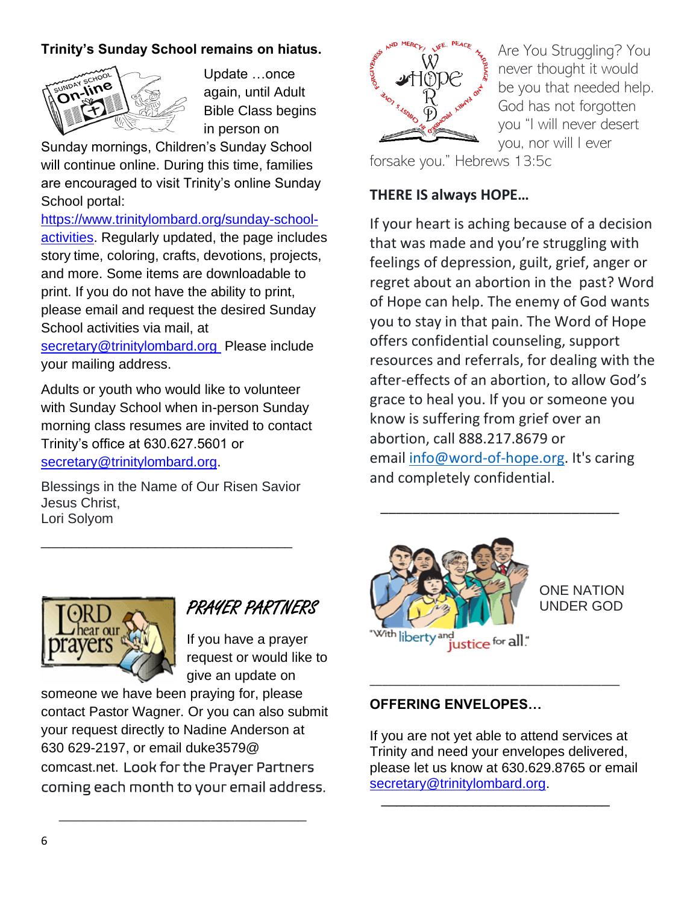**Trinity's Sunday School remains on hiatus.**

Update …once again, until Adult Bible Class begins in person on Sunday mornings, Children's Sunday School will continue online. During this time, families are encouraged to visit Trinity's online Sunday School portal: https://www.trinitylombard.org/sunday-school-activities. Regularly updated, the page includes story time, coloring, crafts, devotions, projects, and more. Some items are downloadable to print. If you do not have the ability to print, please email and request the desired Sunday School activities via mail, at secretary@trinitylombard.org Please include your mailing address.

Adults or youth who would like to volunteer with Sunday School when in-person Sunday morning class resumes are invited to contact Trinity's office at 630.627.5601 or secretary@trinitylombard.org.

Blessings in the Name of Our Risen Savior Jesus Christ,
Lori Solyom

---

## PRAYER PARTNERS

If you have a prayer request or would like to give an update on someone we have been praying for, please contact Pastor Wagner. Or you can also submit your request directly to Nadine Anderson at 630 629-2197, or email duke3579@comcast.net. Look for the Prayer Partners coming each month to your email address.

---

Are You Struggling? You never thought it would be you that needed help. God has not forgotten you "I will never desert you, nor will I ever forsake you." Hebrews 13:5c

**THERE IS always HOPE…**

If your heart is aching because of a decision that was made and you're struggling with feelings of depression, guilt, grief, anger or regret about an abortion in the past? Word of Hope can help. The enemy of God wants you to stay in that pain. The Word of Hope offers confidential counseling, support resources and referrals, for dealing with the after-effects of an abortion, to allow God's grace to heal you. If you or someone you know is suffering from grief over an abortion, call 888.217.8679 or email info@word-of-hope.org. It's caring and completely confidential.

---

ONE NATION UNDER GOD

"With liberty and justice for all."

---

**OFFERING ENVELOPES…**

If you are not yet able to attend services at Trinity and need your envelopes delivered, please let us know at 630.629.8765 or email secretary@trinitylombard.org.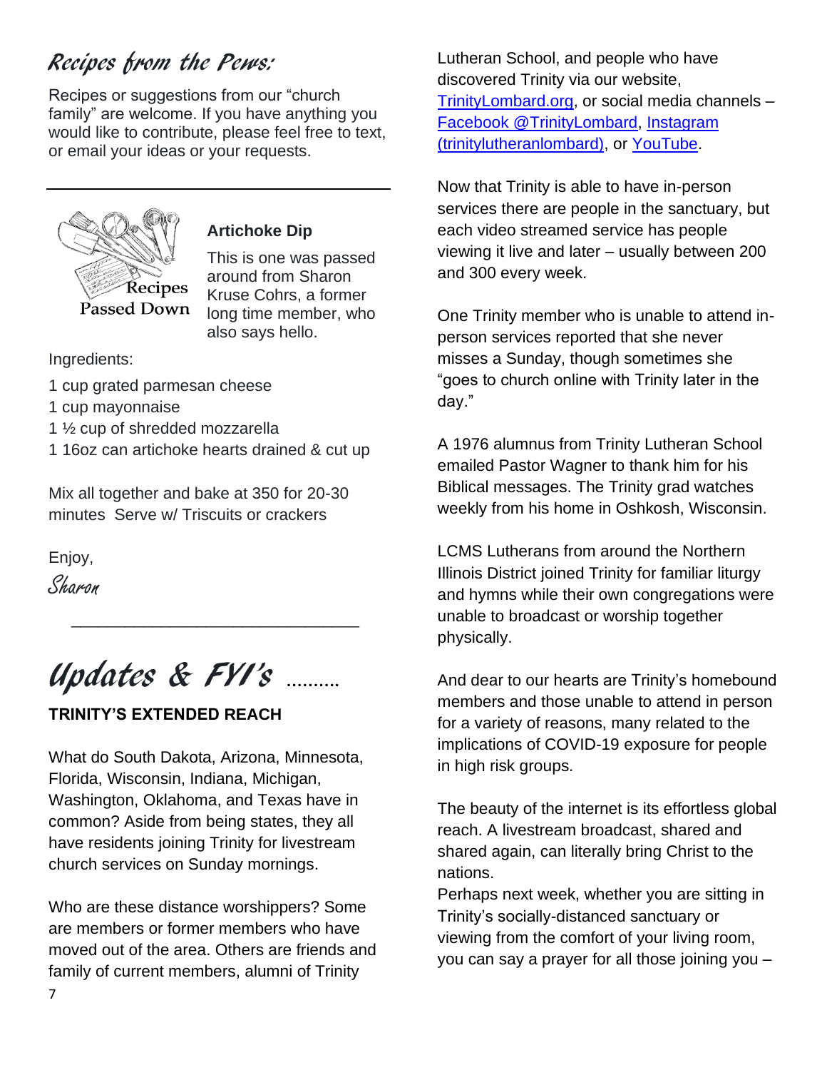## *Recipes from the Pews:*

Recipes or suggestions from our "church family" are welcome. If you have anything you would like to contribute, please feel free to text, or email your ideas or your requests.

---

Recipes Passed Down

### Artichoke Dip

This is one was passed around from Sharon Kruse Cohrs, a former long time member, who also says hello.

Ingredients:

1 cup grated parmesan cheese
1 cup mayonnaise
1 ½ cup of shredded mozzarella
1 16oz can artichoke hearts drained & cut up

Mix all together and bake at 350 for 20-30 minutes Serve w/ Triscuits or crackers

Enjoy,
*Sharon*

---

## *Updates & FYI's* ..........

**TRINITY'S EXTENDED REACH**

What do South Dakota, Arizona, Minnesota, Florida, Wisconsin, Indiana, Michigan, Washington, Oklahoma, and Texas have in common? Aside from being states, they all have residents joining Trinity for livestream church services on Sunday mornings.

Who are these distance worshippers? Some are members or former members who have moved out of the area. Others are friends and family of current members, alumni of Trinity Lutheran School, and people who have discovered Trinity via our website, [TrinityLombard.org](TrinityLombard.org), or social media channels – [Facebook @TrinityLombard](), [Instagram (trinitylutheranlombard)](), or [YouTube]().

Now that Trinity is able to have in-person services there are people in the sanctuary, but each video streamed service has people viewing it live and later – usually between 200 and 300 every week.

One Trinity member who is unable to attend in-person services reported that she never misses a Sunday, though sometimes she "goes to church online with Trinity later in the day."

A 1976 alumnus from Trinity Lutheran School emailed Pastor Wagner to thank him for his Biblical messages. The Trinity grad watches weekly from his home in Oshkosh, Wisconsin.

LCMS Lutherans from around the Northern Illinois District joined Trinity for familiar liturgy and hymns while their own congregations were unable to broadcast or worship together physically.

And dear to our hearts are Trinity's homebound members and those unable to attend in person for a variety of reasons, many related to the implications of COVID-19 exposure for people in high risk groups.

The beauty of the internet is its effortless global reach. A livestream broadcast, shared and shared again, can literally bring Christ to the nations.
Perhaps next week, whether you are sitting in Trinity's socially-distanced sanctuary or viewing from the comfort of your living room, you can say a prayer for all those joining you –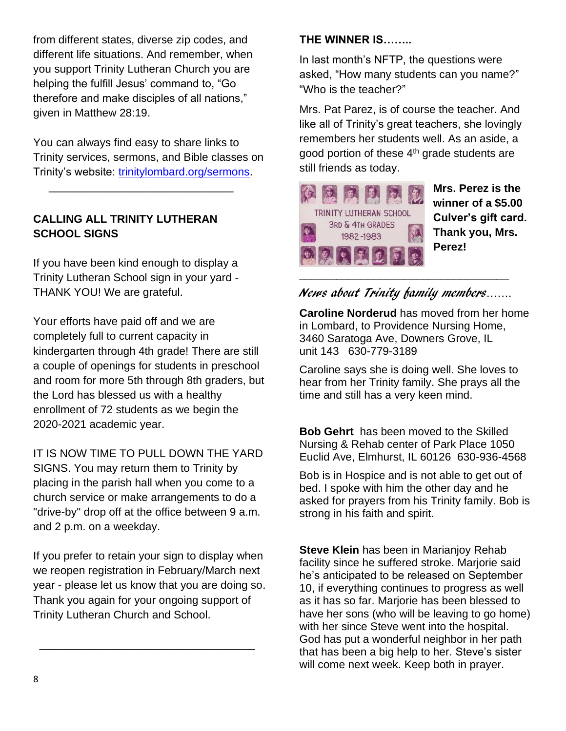from different states, diverse zip codes, and different life situations. And remember, when you support Trinity Lutheran Church you are helping the fulfill Jesus' command to, "Go therefore and make disciples of all nations," given in Matthew 28:19.

You can always find easy to share links to Trinity services, sermons, and Bible classes on Trinity's website: trinitylombard.org/sermons.

---

**CALLING ALL TRINITY LUTHERAN SCHOOL SIGNS**

If you have been kind enough to display a Trinity Lutheran School sign in your yard - THANK YOU! We are grateful.

Your efforts have paid off and we are completely full to current capacity in kindergarten through 4th grade! There are still a couple of openings for students in preschool and room for more 5th through 8th graders, but the Lord has blessed us with a healthy enrollment of 72 students as we begin the 2020-2021 academic year.

IT IS NOW TIME TO PULL DOWN THE YARD SIGNS. You may return them to Trinity by placing in the parish hall when you come to a church service or make arrangements to do a "drive-by" drop off at the office between 9 a.m. and 2 p.m. on a weekday.

If you prefer to retain your sign to display when we reopen registration in February/March next year - please let us know that you are doing so. Thank you again for your ongoing support of Trinity Lutheran Church and School.

---

**THE WINNER IS……..**

In last month's NFTP, the questions were asked, "How many students can you name?" "Who is the teacher?"

Mrs. Pat Parez, is of course the teacher. And like all of Trinity's great teachers, she lovingly remembers her students well. As an aside, a good portion of these 4th grade students are still friends as today.

TRINITY LUTHERAN SCHOOL
3RD & 4TH GRADES
1982-1983

**Mrs. Perez is the winner of a $5.00 Culver's gift card. Thank you, Mrs. Perez!**

---

## *News about Trinity family members…….*

**Caroline Norderud** has moved from her home in Lombard, to Providence Nursing Home, 3460 Saratoga Ave, Downers Grove, IL unit 143 630-779-3189

Caroline says she is doing well. She loves to hear from her Trinity family. She prays all the time and still has a very keen mind.

**Bob Gehrt** has been moved to the Skilled Nursing & Rehab center of Park Place 1050 Euclid Ave, Elmhurst, IL 60126 630-936-4568

Bob is in Hospice and is not able to get out of bed. I spoke with him the other day and he asked for prayers from his Trinity family. Bob is strong in his faith and spirit.

**Steve Klein** has been in Marianjoy Rehab facility since he suffered stroke. Marjorie said he's anticipated to be released on September 10, if everything continues to progress as well as it has so far. Marjorie has been blessed to have her sons (who will be leaving to go home) with her since Steve went into the hospital. God has put a wonderful neighbor in her path that has been a big help to her. Steve's sister will come next week. Keep both in prayer.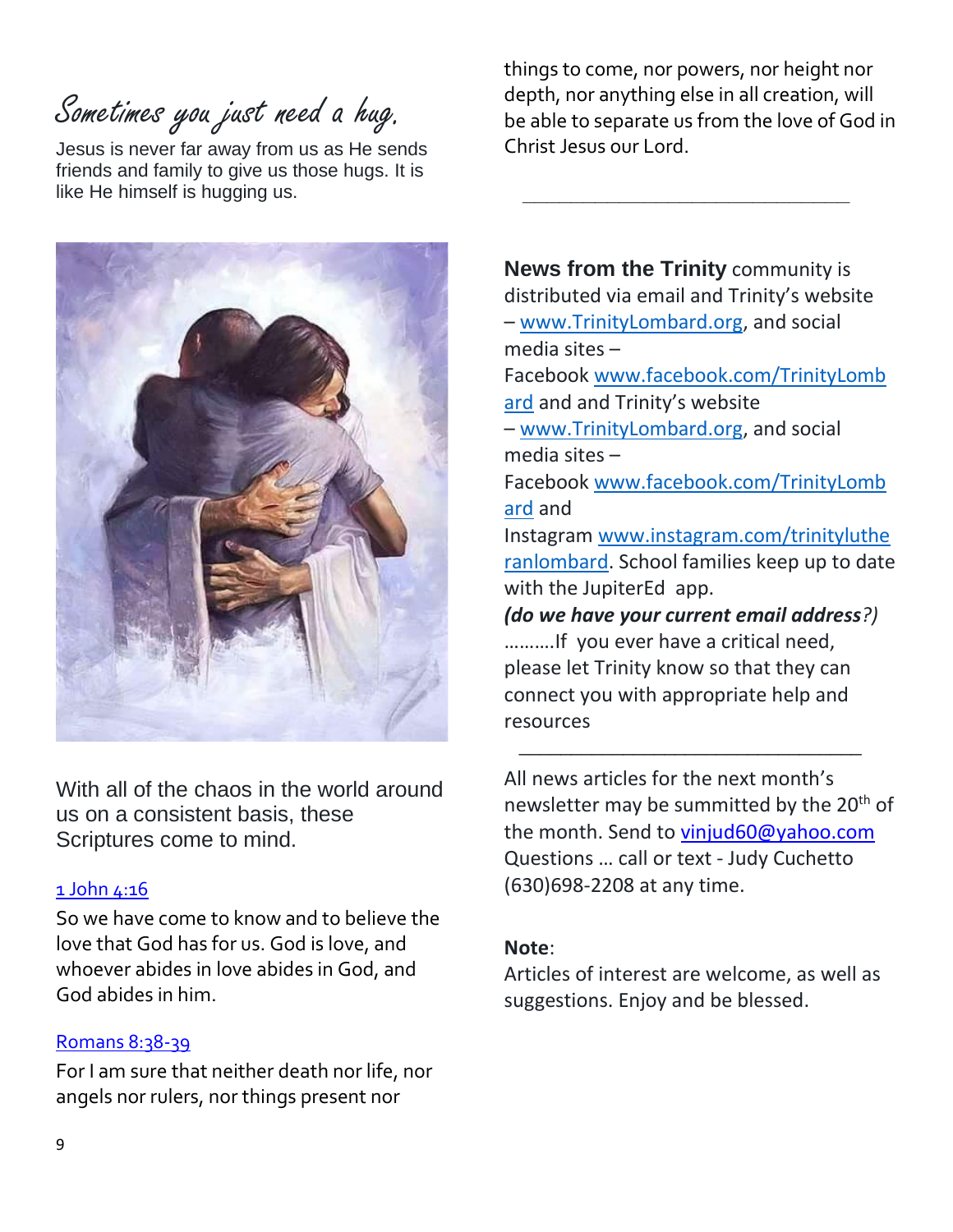# Sometimes you just need a hug.

Jesus is never far away from us as He sends friends and family to give us those hugs. It is like He himself is hugging us.

With all of the chaos in the world around us on a consistent basis, these Scriptures come to mind.

[1 John 4:16](#)

So we have come to know and to believe the love that God has for us. God is love, and whoever abides in love abides in God, and God abides in him.

[Romans 8:38-39](#)

For I am sure that neither death nor life, nor angels nor rulers, nor things present nor things to come, nor powers, nor height nor depth, nor anything else in all creation, will be able to separate us from the love of God in Christ Jesus our Lord.

---

**News from the Trinity** community is distributed via email and Trinity's website – www.TrinityLombard.org, and social media sites – Facebook www.facebook.com/TrinityLombard and and Trinity's website – www.TrinityLombard.org, and social media sites – Facebook www.facebook.com/TrinityLombard and Instagram www.instagram.com/trinitylutheranlombard. School families keep up to date with the JupiterEd app.

***(do we have your current email address?)***

……….If you ever have a critical need, please let Trinity know so that they can connect you with appropriate help and resources

---

All news articles for the next month's newsletter may be summitted by the 20th of the month. Send to vinjud60@yahoo.com

Questions … call or text - Judy Cuchetto (630)698-2208 at any time.

**Note**:

Articles of interest are welcome, as well as suggestions. Enjoy and be blessed.